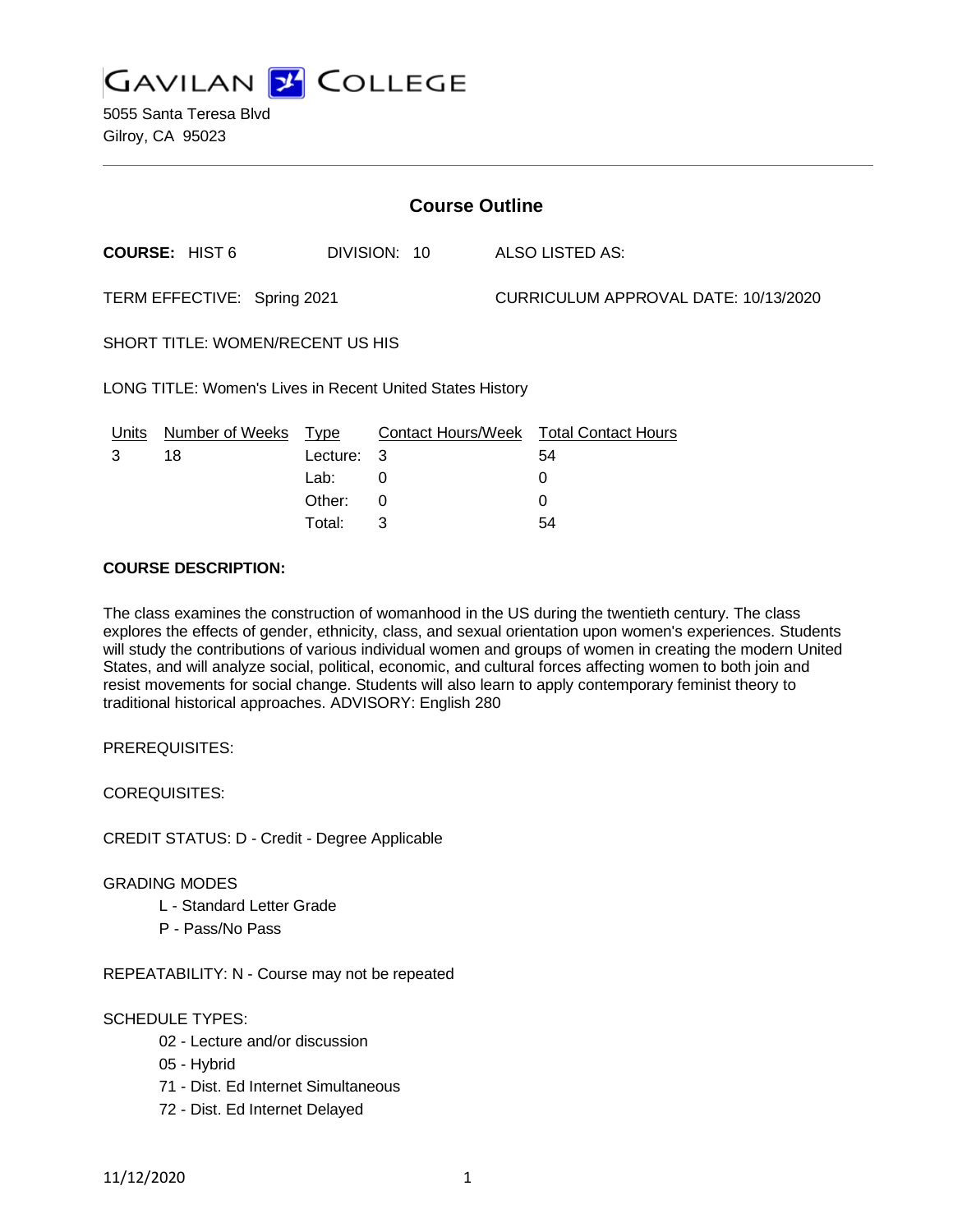# GAVILAN COLLEGE

5055 Santa Teresa Blvd
Gilroy, CA 95023

## Course Outline

**COURSE:** HIST 6 DIVISION: 10 ALSO LISTED AS:

TERM EFFECTIVE: Spring 2021 CURRICULUM APPROVAL DATE: 10/13/2020

SHORT TITLE: WOMEN/RECENT US HIS

LONG TITLE: Women's Lives in Recent United States History

| Units | Number of Weeks | Type | Contact Hours/Week | Total Contact Hours |
|---|---|---|---|---|
| 3 | 18 | Lecture: | 3 | 54 |
| | | Lab: | 0 | 0 |
| | | Other: | 0 | 0 |
| | | Total: | 3 | 54 |

**COURSE DESCRIPTION:**

The class examines the construction of womanhood in the US during the twentieth century. The class explores the effects of gender, ethnicity, class, and sexual orientation upon women's experiences. Students will study the contributions of various individual women and groups of women in creating the modern United States, and will analyze social, political, economic, and cultural forces affecting women to both join and resist movements for social change. Students will also learn to apply contemporary feminist theory to traditional historical approaches. ADVISORY: English 280

PREREQUISITES:

COREQUISITES:

CREDIT STATUS: D - Credit - Degree Applicable

GRADING MODES

- L - Standard Letter Grade
- P - Pass/No Pass

REPEATABILITY: N - Course may not be repeated

SCHEDULE TYPES:

- 02 - Lecture and/or discussion
- 05 - Hybrid
- 71 - Dist. Ed Internet Simultaneous
- 72 - Dist. Ed Internet Delayed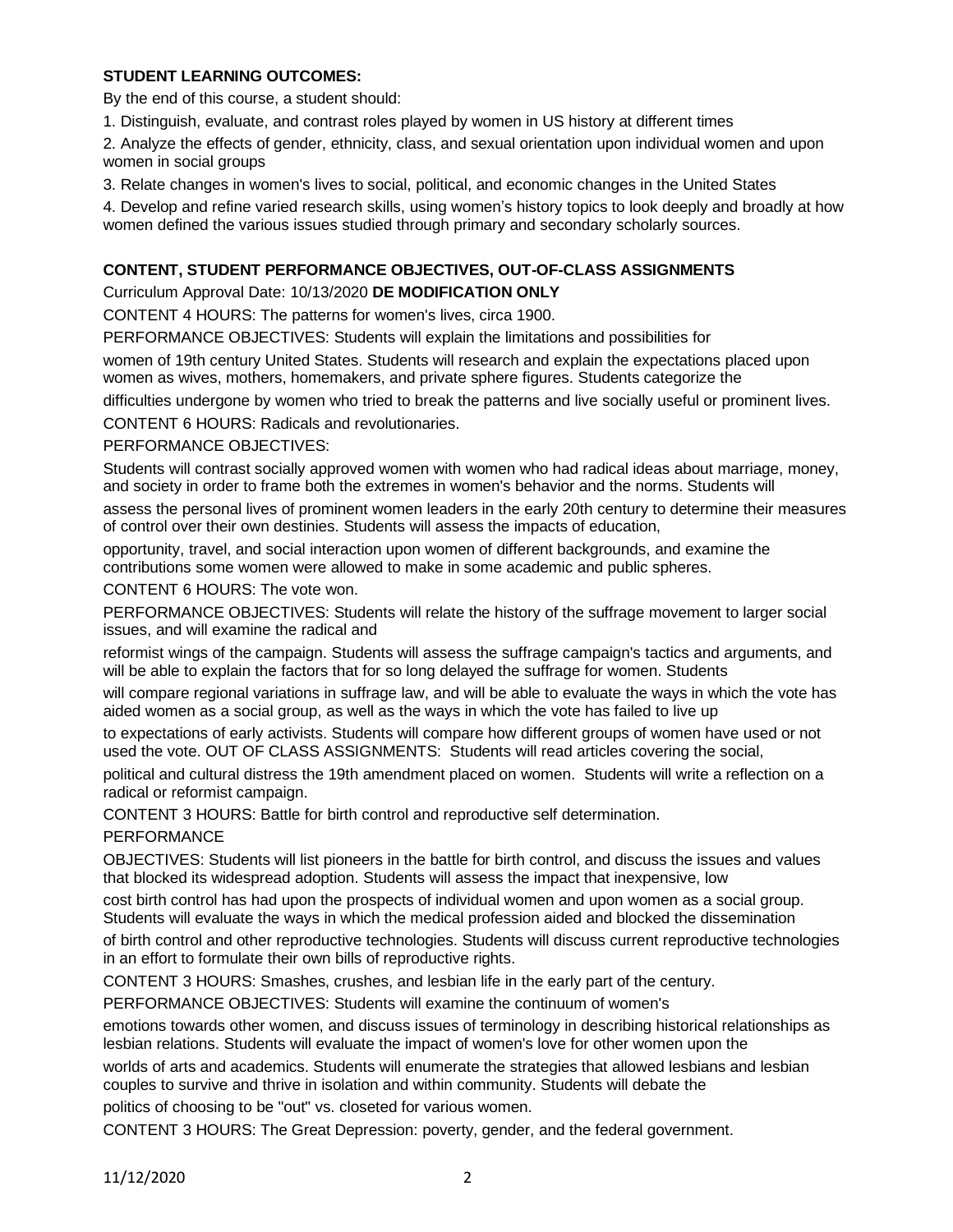**STUDENT LEARNING OUTCOMES:**

By the end of this course, a student should:

1. Distinguish, evaluate, and contrast roles played by women in US history at different times
2. Analyze the effects of gender, ethnicity, class, and sexual orientation upon individual women and upon women in social groups
3. Relate changes in women's lives to social, political, and economic changes in the United States
4. Develop and refine varied research skills, using women's history topics to look deeply and broadly at how women defined the various issues studied through primary and secondary scholarly sources.

**CONTENT, STUDENT PERFORMANCE OBJECTIVES, OUT-OF-CLASS ASSIGNMENTS**

Curriculum Approval Date: 10/13/2020 **DE MODIFICATION ONLY**

CONTENT 4 HOURS: The patterns for women's lives, circa 1900.

PERFORMANCE OBJECTIVES: Students will explain the limitations and possibilities for women of 19th century United States. Students will research and explain the expectations placed upon women as wives, mothers, homemakers, and private sphere figures. Students categorize the difficulties undergone by women who tried to break the patterns and live socially useful or prominent lives.

CONTENT 6 HOURS: Radicals and revolutionaries.

PERFORMANCE OBJECTIVES:

Students will contrast socially approved women with women who had radical ideas about marriage, money, and society in order to frame both the extremes in women's behavior and the norms. Students will assess the personal lives of prominent women leaders in the early 20th century to determine their measures of control over their own destinies. Students will assess the impacts of education, opportunity, travel, and social interaction upon women of different backgrounds, and examine the contributions some women were allowed to make in some academic and public spheres.

CONTENT 6 HOURS: The vote won.

PERFORMANCE OBJECTIVES: Students will relate the history of the suffrage movement to larger social issues, and will examine the radical and reformist wings of the campaign. Students will assess the suffrage campaign's tactics and arguments, and will be able to explain the factors that for so long delayed the suffrage for women. Students will compare regional variations in suffrage law, and will be able to evaluate the ways in which the vote has aided women as a social group, as well as the ways in which the vote has failed to live up to expectations of early activists. Students will compare how different groups of women have used or not used the vote. OUT OF CLASS ASSIGNMENTS: Students will read articles covering the social, political and cultural distress the 19th amendment placed on women. Students will write a reflection on a radical or reformist campaign.

CONTENT 3 HOURS: Battle for birth control and reproductive self determination.

PERFORMANCE OBJECTIVES: Students will list pioneers in the battle for birth control, and discuss the issues and values that blocked its widespread adoption. Students will assess the impact that inexpensive, low cost birth control has had upon the prospects of individual women and upon women as a social group. Students will evaluate the ways in which the medical profession aided and blocked the dissemination of birth control and other reproductive technologies. Students will discuss current reproductive technologies in an effort to formulate their own bills of reproductive rights.

CONTENT 3 HOURS: Smashes, crushes, and lesbian life in the early part of the century.

PERFORMANCE OBJECTIVES: Students will examine the continuum of women's emotions towards other women, and discuss issues of terminology in describing historical relationships as lesbian relations. Students will evaluate the impact of women's love for other women upon the worlds of arts and academics. Students will enumerate the strategies that allowed lesbians and lesbian couples to survive and thrive in isolation and within community. Students will debate the politics of choosing to be "out" vs. closeted for various women.

CONTENT 3 HOURS: The Great Depression: poverty, gender, and the federal government.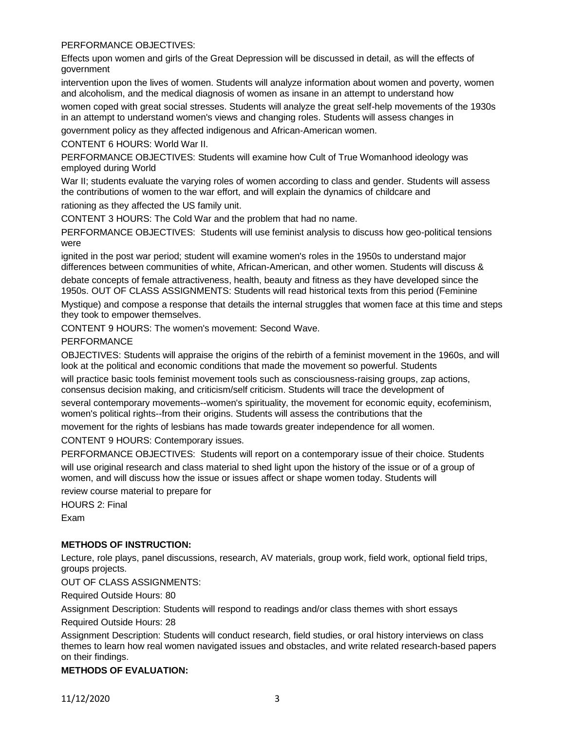PERFORMANCE OBJECTIVES:

Effects upon women and girls of the Great Depression will be discussed in detail, as will the effects of government intervention upon the lives of women. Students will analyze information about women and poverty, women and alcoholism, and the medical diagnosis of women as insane in an attempt to understand how women coped with great social stresses. Students will analyze the great self-help movements of the 1930s in an attempt to understand women's views and changing roles. Students will assess changes in government policy as they affected indigenous and African-American women.

CONTENT 6 HOURS: World War II.

PERFORMANCE OBJECTIVES: Students will examine how Cult of True Womanhood ideology was employed during World War II; students evaluate the varying roles of women according to class and gender. Students will assess the contributions of women to the war effort, and will explain the dynamics of childcare and rationing as they affected the US family unit.

CONTENT 3 HOURS: The Cold War and the problem that had no name.

PERFORMANCE OBJECTIVES: Students will use feminist analysis to discuss how geo-political tensions were ignited in the post war period; student will examine women's roles in the 1950s to understand major differences between communities of white, African-American, and other women. Students will discuss & debate concepts of female attractiveness, health, beauty and fitness as they have developed since the 1950s. OUT OF CLASS ASSIGNMENTS: Students will read historical texts from this period (Feminine Mystique) and compose a response that details the internal struggles that women face at this time and steps they took to empower themselves.

CONTENT 9 HOURS: The women's movement: Second Wave.

PERFORMANCE OBJECTIVES: Students will appraise the origins of the rebirth of a feminist movement in the 1960s, and will look at the political and economic conditions that made the movement so powerful. Students will practice basic tools feminist movement tools such as consciousness-raising groups, zap actions, consensus decision making, and criticism/self criticism. Students will trace the development of several contemporary movements--women's spirituality, the movement for economic equity, ecofeminism, women's political rights--from their origins. Students will assess the contributions that the movement for the rights of lesbians has made towards greater independence for all women.

CONTENT 9 HOURS: Contemporary issues.

PERFORMANCE OBJECTIVES: Students will report on a contemporary issue of their choice. Students will use original research and class material to shed light upon the history of the issue or of a group of women, and will discuss how the issue or issues affect or shape women today. Students will review course material to prepare for

HOURS 2: Final Exam

**METHODS OF INSTRUCTION:**

Lecture, role plays, panel discussions, research, AV materials, group work, field work, optional field trips, groups projects.

OUT OF CLASS ASSIGNMENTS:

Required Outside Hours: 80

Assignment Description: Students will respond to readings and/or class themes with short essays

Required Outside Hours: 28

Assignment Description: Students will conduct research, field studies, or oral history interviews on class themes to learn how real women navigated issues and obstacles, and write related research-based papers on their findings.

**METHODS OF EVALUATION:**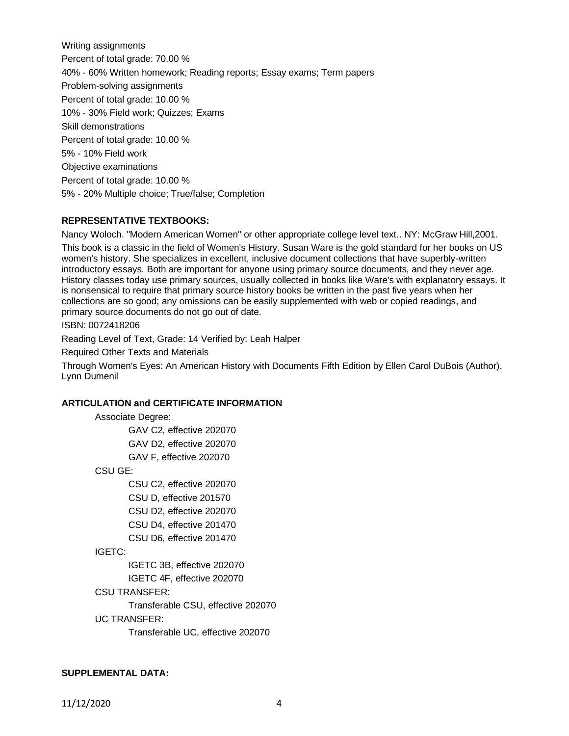Writing assignments

Percent of total grade: 70.00 %

40% - 60% Written homework; Reading reports; Essay exams; Term papers

Problem-solving assignments

Percent of total grade: 10.00 %

10% - 30% Field work; Quizzes; Exams

Skill demonstrations

Percent of total grade: 10.00 %

5% - 10% Field work

Objective examinations

Percent of total grade: 10.00 %

5% - 20% Multiple choice; True/false; Completion

**REPRESENTATIVE TEXTBOOKS:**

Nancy Woloch. "Modern American Women" or other appropriate college level text.. NY: McGraw Hill,2001.

This book is a classic in the field of Women's History. Susan Ware is the gold standard for her books on US women's history. She specializes in excellent, inclusive document collections that have superbly-written introductory essays. Both are important for anyone using primary source documents, and they never age. History classes today use primary sources, usually collected in books like Ware's with explanatory essays. It is nonsensical to require that primary source history books be written in the past five years when her collections are so good; any omissions can be easily supplemented with web or copied readings, and primary source documents do not go out of date.

ISBN: 0072418206

Reading Level of Text, Grade: 14 Verified by: Leah Halper

Required Other Texts and Materials

Through Women's Eyes: An American History with Documents Fifth Edition by Ellen Carol DuBois (Author), Lynn Dumenil

**ARTICULATION and CERTIFICATE INFORMATION**

Associate Degree:

- GAV C2, effective 202070
- GAV D2, effective 202070
- GAV F, effective 202070

CSU GE:

- CSU C2, effective 202070
- CSU D, effective 201570
- CSU D2, effective 202070
- CSU D4, effective 201470
- CSU D6, effective 201470

IGETC:

- IGETC 3B, effective 202070
- IGETC 4F, effective 202070

CSU TRANSFER:

- Transferable CSU, effective 202070

UC TRANSFER:

- Transferable UC, effective 202070

**SUPPLEMENTAL DATA:**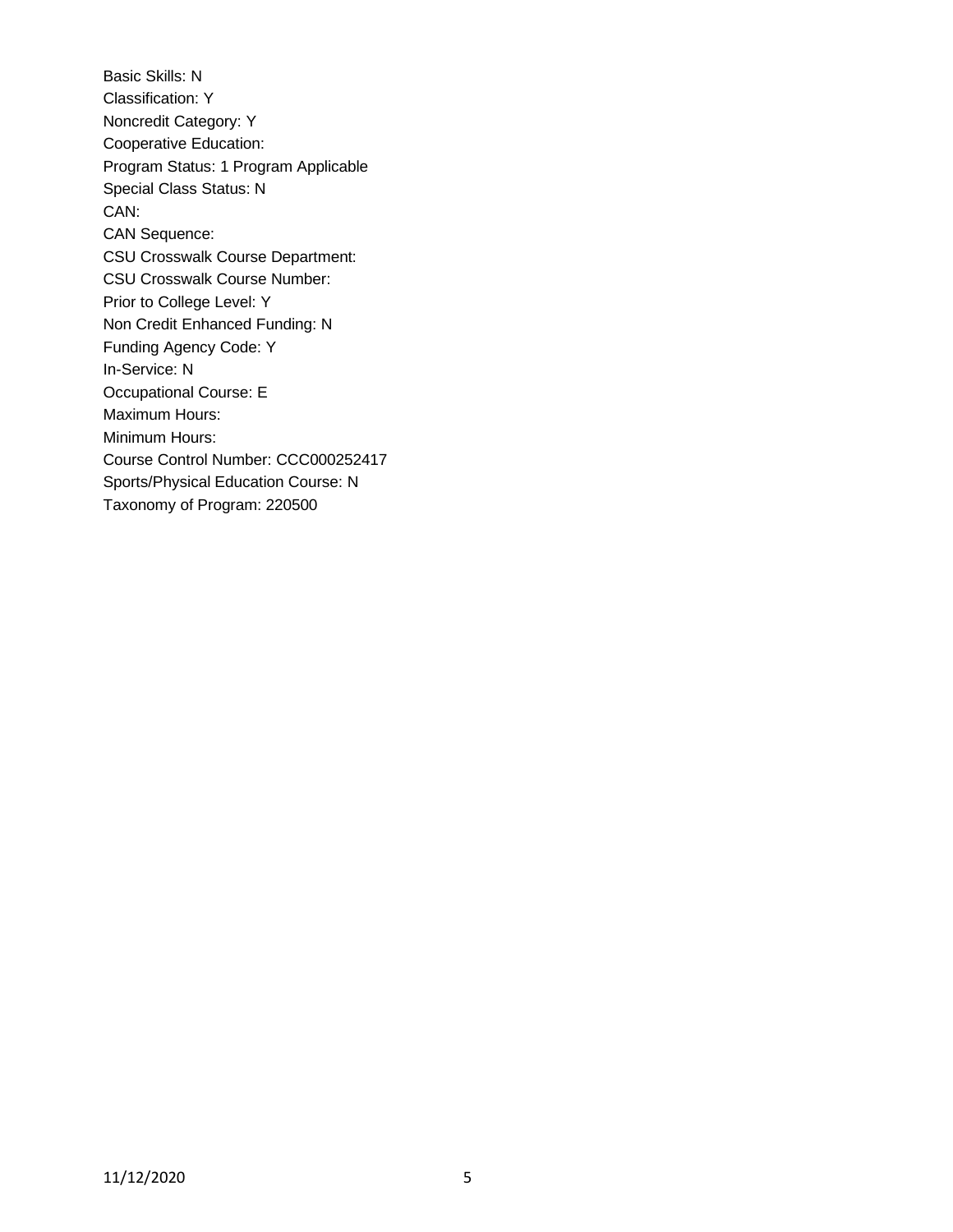Basic Skills: N
Classification: Y
Noncredit Category: Y
Cooperative Education:
Program Status: 1 Program Applicable
Special Class Status: N
CAN:
CAN Sequence:
CSU Crosswalk Course Department:
CSU Crosswalk Course Number:
Prior to College Level: Y
Non Credit Enhanced Funding: N
Funding Agency Code: Y
In-Service: N
Occupational Course: E
Maximum Hours:
Minimum Hours:
Course Control Number: CCC000252417
Sports/Physical Education Course: N
Taxonomy of Program: 220500